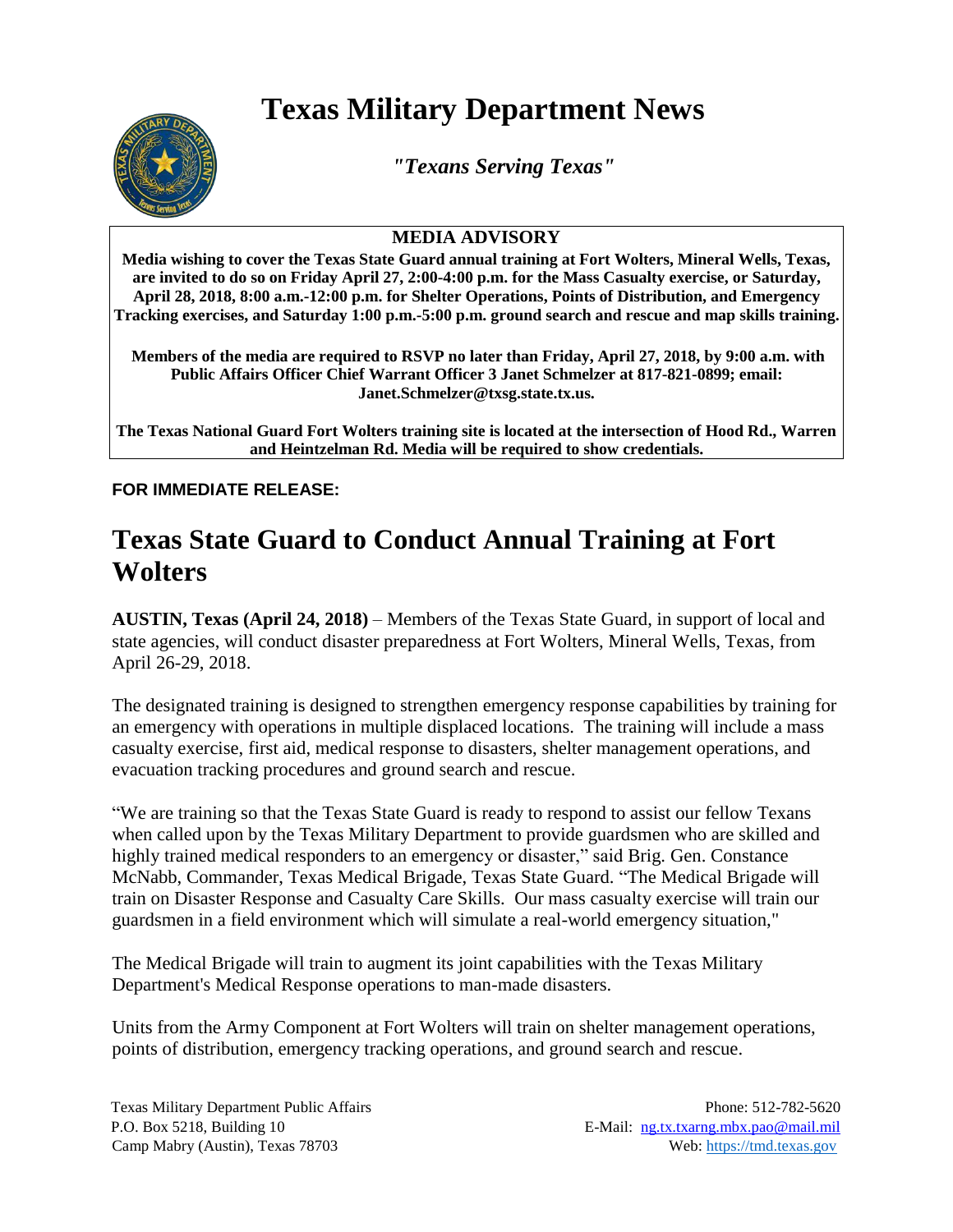# Texas Military Department News

*"Texans Serving Texas"*

**MEDIA ADVISORY**

**Media wishing to cover the Texas State Guard annual training at Fort Wolters, Mineral Wells, Texas, are invited to do so on Friday April 27, 2:00-4:00 p.m. for the Mass Casualty exercise, or Saturday, April 28, 2018, 8:00 a.m.-12:00 p.m. for Shelter Operations, Points of Distribution, and Emergency Tracking exercises, and Saturday 1:00 p.m.-5:00 p.m. ground search and rescue and map skills training.**

**Members of the media are required to RSVP no later than Friday, April 27, 2018, by 9:00 a.m. with Public Affairs Officer Chief Warrant Officer 3 Janet Schmelzer at 817-821-0899; email: Janet.Schmelzer@txsg.state.tx.us.**

**The Texas National Guard Fort Wolters training site is located at the intersection of Hood Rd., Warren and Heintzelman Rd. Media will be required to show credentials.**

**FOR IMMEDIATE RELEASE:**

## Texas State Guard to Conduct Annual Training at Fort Wolters

**AUSTIN, Texas (April 24, 2018)** – Members of the Texas State Guard, in support of local and state agencies, will conduct disaster preparedness at Fort Wolters, Mineral Wells, Texas, from April 26-29, 2018.

The designated training is designed to strengthen emergency response capabilities by training for an emergency with operations in multiple displaced locations. The training will include a mass casualty exercise, first aid, medical response to disasters, shelter management operations, and evacuation tracking procedures and ground search and rescue.

"We are training so that the Texas State Guard is ready to respond to assist our fellow Texans when called upon by the Texas Military Department to provide guardsmen who are skilled and highly trained medical responders to an emergency or disaster," said Brig. Gen. Constance McNabb, Commander, Texas Medical Brigade, Texas State Guard. "The Medical Brigade will train on Disaster Response and Casualty Care Skills. Our mass casualty exercise will train our guardsmen in a field environment which will simulate a real-world emergency situation,"

The Medical Brigade will train to augment its joint capabilities with the Texas Military Department's Medical Response operations to man-made disasters.

Units from the Army Component at Fort Wolters will train on shelter management operations, points of distribution, emergency tracking operations, and ground search and rescue.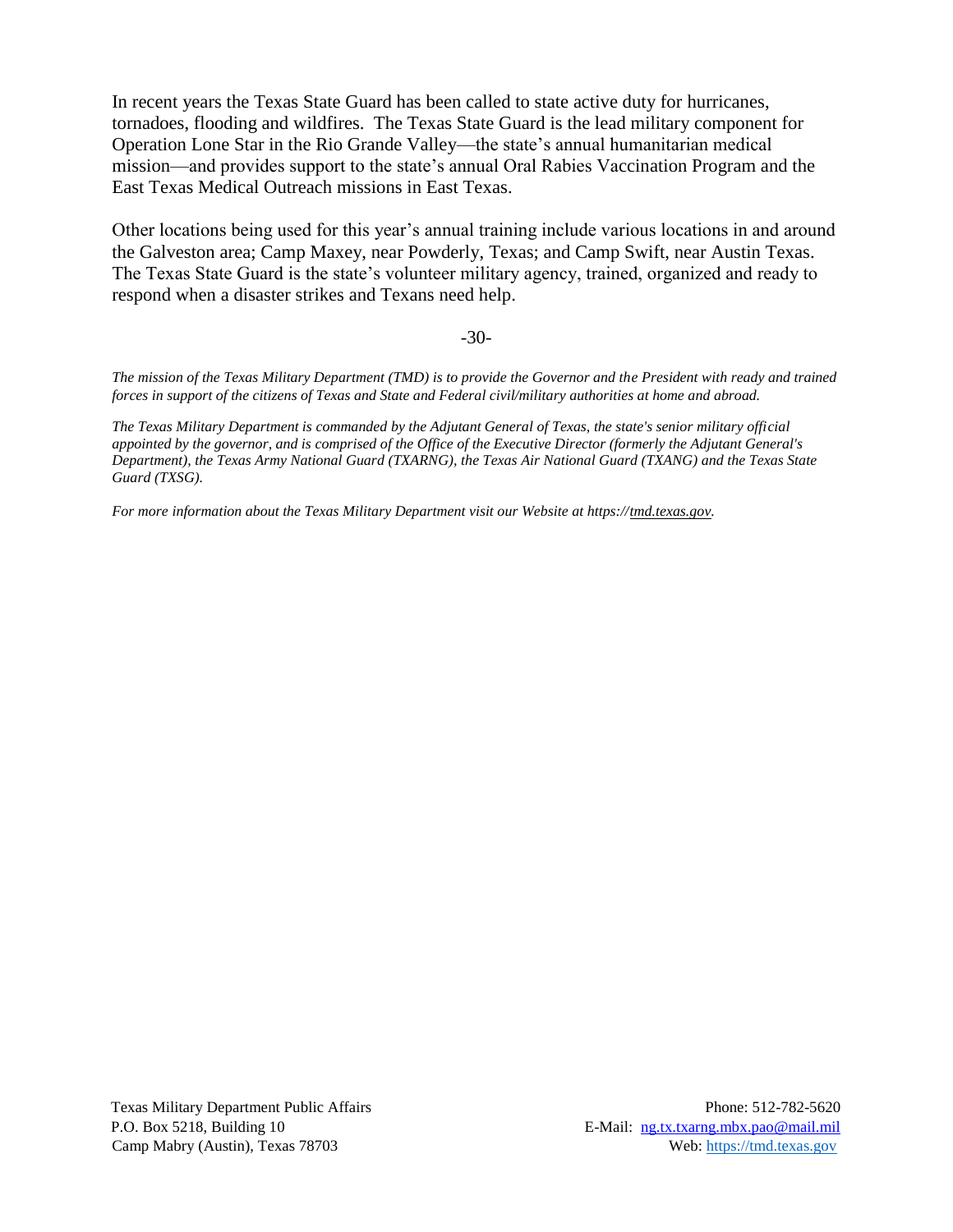In recent years the Texas State Guard has been called to state active duty for hurricanes, tornadoes, flooding and wildfires. The Texas State Guard is the lead military component for Operation Lone Star in the Rio Grande Valley—the state's annual humanitarian medical mission—and provides support to the state's annual Oral Rabies Vaccination Program and the East Texas Medical Outreach missions in East Texas.

Other locations being used for this year's annual training include various locations in and around the Galveston area; Camp Maxey, near Powderly, Texas; and Camp Swift, near Austin Texas. The Texas State Guard is the state's volunteer military agency, trained, organized and ready to respond when a disaster strikes and Texans need help.

-30-

*The mission of the Texas Military Department (TMD) is to provide the Governor and the President with ready and trained forces in support of the citizens of Texas and State and Federal civil/military authorities at home and abroad.*

*The Texas Military Department is commanded by the Adjutant General of Texas, the state's senior military official appointed by the governor, and is comprised of the Office of the Executive Director (formerly the Adjutant General's Department), the Texas Army National Guard (TXARNG), the Texas Air National Guard (TXANG) and the Texas State Guard (TXSG).*

*For more information about the Texas Military Department visit our Website at https://tmd.texas.gov.*

Texas Military Department Public Affairs
P.O. Box 5218, Building 10
Camp Mabry (Austin), Texas 78703

Phone: 512-782-5620
E-Mail: ng.tx.txarng.mbx.pao@mail.mil
Web: https://tmd.texas.gov